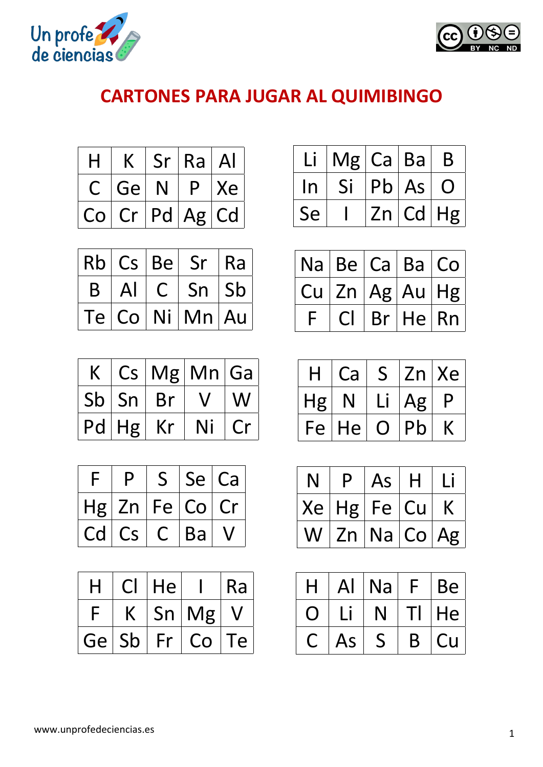# CARTONES PARA JUGAR AL QUIMIBINGO

| H | K | Sr | Ra | Al |
|---|---|---|---|---|
| C | Ge | N | P | Xe |
| Co | Cr | Pd | Ag | Cd |

| Li | Mg | Ca | Ba | B |
|---|---|---|---|---|
| In | Si | Pb | As | O |
| Se | I | Zn | Cd | Hg |

| Rb | Cs | Be | Sr | Ra |
|---|---|---|---|---|
| B | Al | C | Sn | Sb |
| Te | Co | Ni | Mn | Au |

| Na | Be | Ca | Ba | Co |
|---|---|---|---|---|
| Cu | Zn | Ag | Au | Hg |
| F | Cl | Br | He | Rn |

| K | Cs | Mg | Mn | Ga |
|---|---|---|---|---|
| Sb | Sn | Br | V | W |
| Pd | Hg | Kr | Ni | Cr |

| H | Ca | S | Zn | Xe |
|---|---|---|---|---|
| Hg | N | Li | Ag | P |
| Fe | He | O | Pb | K |

| F | P | S | Se | Ca |
|---|---|---|---|---|
| Hg | Zn | Fe | Co | Cr |
| Cd | Cs | C | Ba | V |

| N | P | As | H | Li |
|---|---|---|---|---|
| Xe | Hg | Fe | Cu | K |
| W | Zn | Na | Co | Ag |

| H | Cl | He | I | Ra |
|---|---|---|---|---|
| F | K | Sn | Mg | V |
| Ge | Sb | Fr | Co | Te |

| H | Al | Na | F | Be |
|---|---|---|---|---|
| O | Li | N | Tl | He |
| C | As | S | B | Cu |

www.unprofedeciencias.es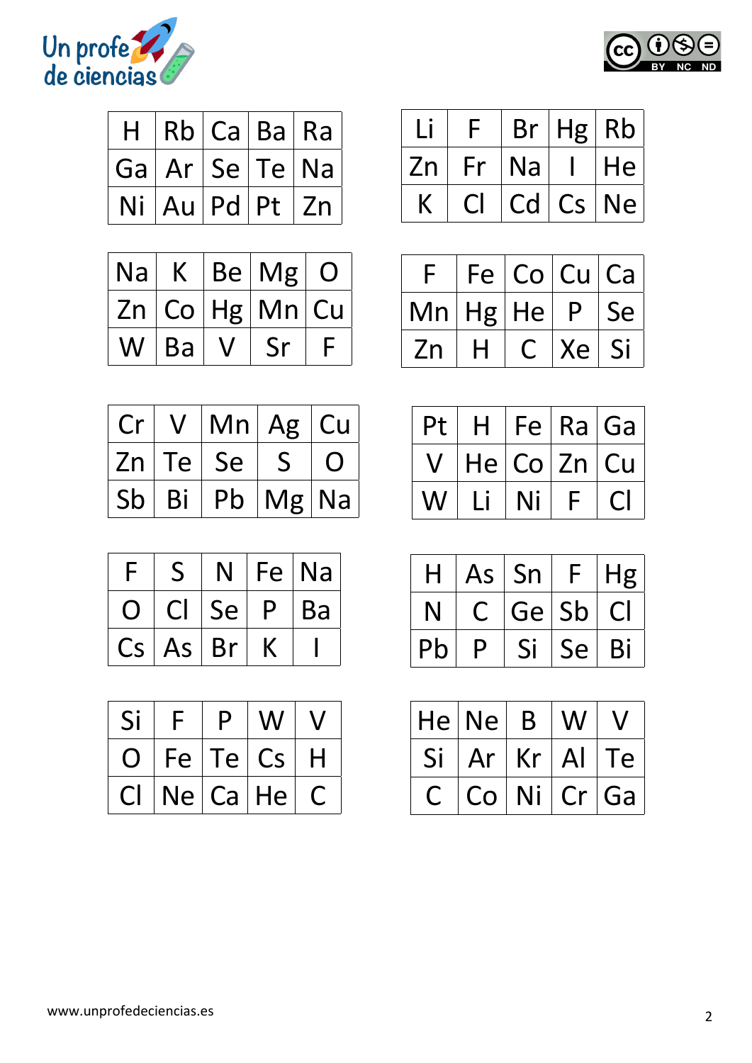| H | Rb | Ca | Ba | Ra |
|---|---|---|---|---|
| Ga | Ar | Se | Te | Na |
| Ni | Au | Pd | Pt | Zn |

| Li | F | Br | Hg | Rb |
|---|---|---|---|---|
| Zn | Fr | Na | I | He |
| K | Cl | Cd | Cs | Ne |

| Na | K | Be | Mg | O |
|---|---|---|---|---|
| Zn | Co | Hg | Mn | Cu |
| W | Ba | V | Sr | F |

| F | Fe | Co | Cu | Ca |
|---|---|---|---|---|
| Mn | Hg | He | P | Se |
| Zn | H | C | Xe | Si |

| Cr | V | Mn | Ag | Cu |
|---|---|---|---|---|
| Zn | Te | Se | S | O |
| Sb | Bi | Pb | Mg | Na |

| Pt | H | Fe | Ra | Ga |
|---|---|---|---|---|
| V | He | Co | Zn | Cu |
| W | Li | Ni | F | Cl |

| F | S | N | Fe | Na |
|---|---|---|---|---|
| O | Cl | Se | P | Ba |
| Cs | As | Br | K | I |

| H | As | Sn | F | Hg |
|---|---|---|---|---|
| N | C | Ge | Sb | Cl |
| Pb | P | Si | Se | Bi |

| Si | F | P | W | V |
|---|---|---|---|---|
| O | Fe | Te | Cs | H |
| Cl | Ne | Ca | He | C |

| He | Ne | B | W | V |
|---|---|---|---|---|
| Si | Ar | Kr | Al | Te |
| C | Co | Ni | Cr | Ga |

www.unprofedeciencias.es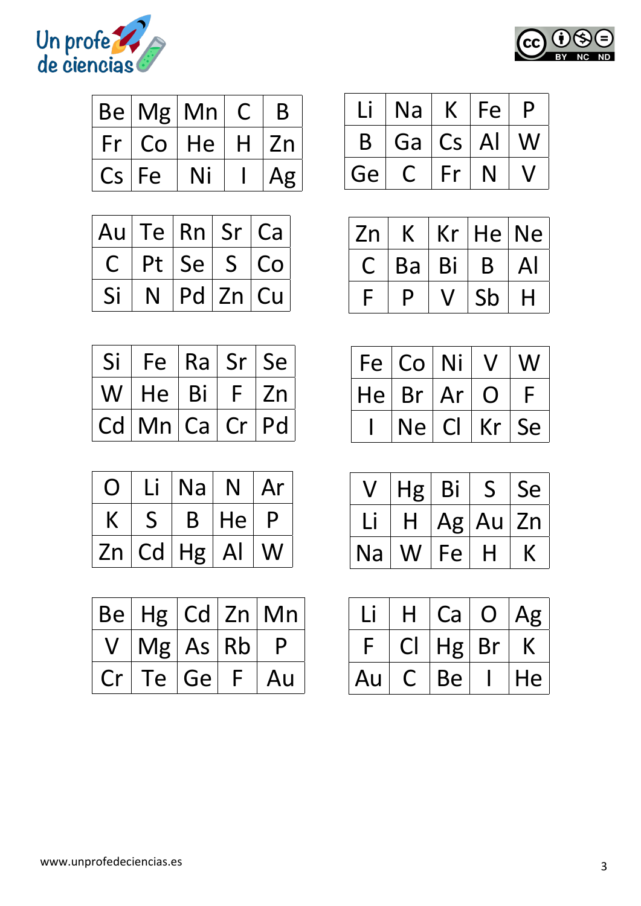| Be | Mg | Mn | C | B |
|---|---|---|---|---|
| Fr | Co | He | H | Zn |
| Cs | Fe | Ni | I | Ag |

| Li | Na | K | Fe | P |
|---|---|---|---|---|
| B | Ga | Cs | Al | W |
| Ge | C | Fr | N | V |

| Au | Te | Rn | Sr | Ca |
|---|---|---|---|---|
| C | Pt | Se | S | Co |
| Si | N | Pd | Zn | Cu |

| Zn | K | Kr | He | Ne |
|---|---|---|---|---|
| C | Ba | Bi | B | Al |
| F | P | V | Sb | H |

| Si | Fe | Ra | Sr | Se |
|---|---|---|---|---|
| W | He | Bi | F | Zn |
| Cd | Mn | Ca | Cr | Pd |

| Fe | Co | Ni | V | W |
|---|---|---|---|---|
| He | Br | Ar | O | F |
| I | Ne | Cl | Kr | Se |

| O | Li | Na | N | Ar |
|---|---|---|---|---|
| K | S | B | He | P |
| Zn | Cd | Hg | Al | W |

| V | Hg | Bi | S | Se |
|---|---|---|---|---|
| Li | H | Ag | Au | Zn |
| Na | W | Fe | H | K |

| Be | Hg | Cd | Zn | Mn |
|---|---|---|---|---|
| V | Mg | As | Rb | P |
| Cr | Te | Ge | F | Au |

| Li | H | Ca | O | Ag |
|---|---|---|---|---|
| F | Cl | Hg | Br | K |
| Au | C | Be | I | He |

www.unprofedeciencias.es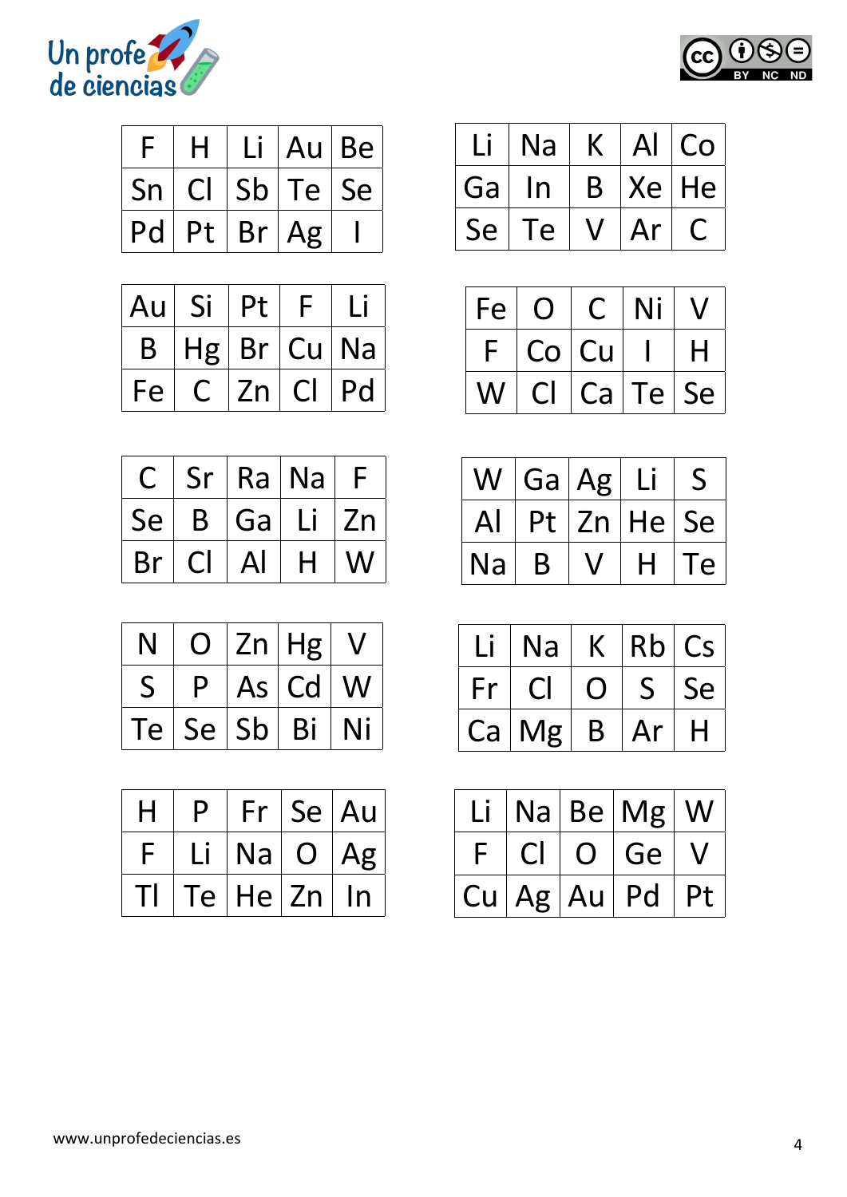| | | | | |
|---|---|---|---|---|
| F | H | Li | Au | Be |
| Sn | Cl | Sb | Te | Se |
| Pd | Pt | Br | Ag | I |

| | | | | |
|---|---|---|---|---|
| Li | Na | K | Al | Co |
| Ga | In | B | Xe | He |
| Se | Te | V | Ar | C |

| | | | | |
|---|---|---|---|---|
| Au | Si | Pt | F | Li |
| B | Hg | Br | Cu | Na |
| Fe | C | Zn | Cl | Pd |

| | | | | |
|---|---|---|---|---|
| Fe | O | C | Ni | V |
| F | Co | Cu | I | H |
| W | Cl | Ca | Te | Se |

| | | | | |
|---|---|---|---|---|
| C | Sr | Ra | Na | F |
| Se | B | Ga | Li | Zn |
| Br | Cl | Al | H | W |

| | | | | |
|---|---|---|---|---|
| W | Ga | Ag | Li | S |
| Al | Pt | Zn | He | Se |
| Na | B | V | H | Te |

| | | | | |
|---|---|---|---|---|
| N | O | Zn | Hg | V |
| S | P | As | Cd | W |
| Te | Se | Sb | Bi | Ni |

| | | | | |
|---|---|---|---|---|
| Li | Na | K | Rb | Cs |
| Fr | Cl | O | S | Se |
| Ca | Mg | B | Ar | H |

| | | | | |
|---|---|---|---|---|
| H | P | Fr | Se | Au |
| F | Li | Na | O | Ag |
| Tl | Te | He | Zn | In |

| | | | | |
|---|---|---|---|---|
| Li | Na | Be | Mg | W |
| F | Cl | O | Ge | V |
| Cu | Ag | Au | Pd | Pt |